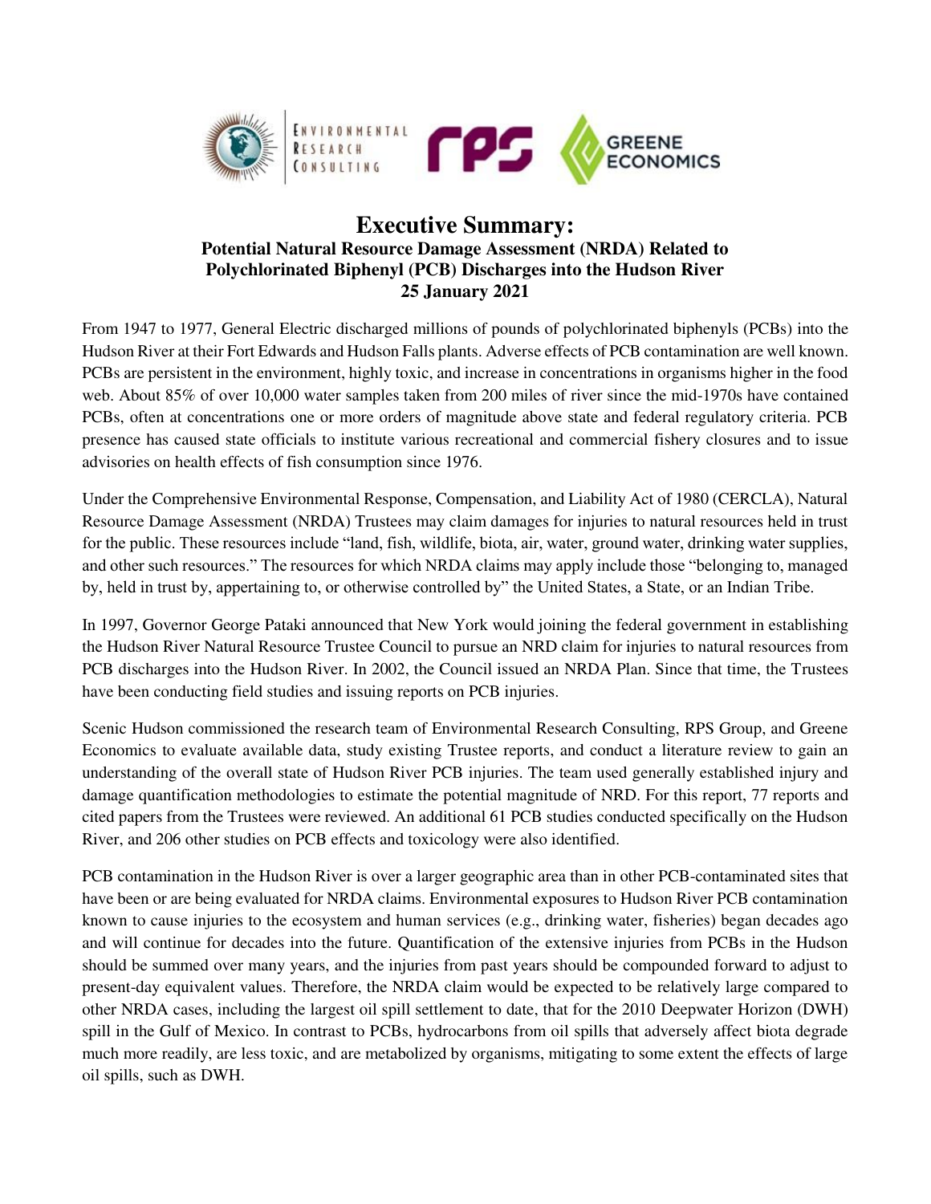# Executive Summary:

## Potential Natural Resource Damage Assessment (NRDA) Related to Polychlorinated Biphenyl (PCB) Discharges into the Hudson River

### 25 January 2021

From 1947 to 1977, General Electric discharged millions of pounds of polychlorinated biphenyls (PCBs) into the Hudson River at their Fort Edwards and Hudson Falls plants. Adverse effects of PCB contamination are well known. PCBs are persistent in the environment, highly toxic, and increase in concentrations in organisms higher in the food web. About 85% of over 10,000 water samples taken from 200 miles of river since the mid-1970s have contained PCBs, often at concentrations one or more orders of magnitude above state and federal regulatory criteria. PCB presence has caused state officials to institute various recreational and commercial fishery closures and to issue advisories on health effects of fish consumption since 1976.

Under the Comprehensive Environmental Response, Compensation, and Liability Act of 1980 (CERCLA), Natural Resource Damage Assessment (NRDA) Trustees may claim damages for injuries to natural resources held in trust for the public. These resources include "land, fish, wildlife, biota, air, water, ground water, drinking water supplies, and other such resources." The resources for which NRDA claims may apply include those "belonging to, managed by, held in trust by, appertaining to, or otherwise controlled by" the United States, a State, or an Indian Tribe.

In 1997, Governor George Pataki announced that New York would joining the federal government in establishing the Hudson River Natural Resource Trustee Council to pursue an NRD claim for injuries to natural resources from PCB discharges into the Hudson River. In 2002, the Council issued an NRDA Plan. Since that time, the Trustees have been conducting field studies and issuing reports on PCB injuries.

Scenic Hudson commissioned the research team of Environmental Research Consulting, RPS Group, and Greene Economics to evaluate available data, study existing Trustee reports, and conduct a literature review to gain an understanding of the overall state of Hudson River PCB injuries. The team used generally established injury and damage quantification methodologies to estimate the potential magnitude of NRD. For this report, 77 reports and cited papers from the Trustees were reviewed. An additional 61 PCB studies conducted specifically on the Hudson River, and 206 other studies on PCB effects and toxicology were also identified.

PCB contamination in the Hudson River is over a larger geographic area than in other PCB-contaminated sites that have been or are being evaluated for NRDA claims. Environmental exposures to Hudson River PCB contamination known to cause injuries to the ecosystem and human services (e.g., drinking water, fisheries) began decades ago and will continue for decades into the future. Quantification of the extensive injuries from PCBs in the Hudson should be summed over many years, and the injuries from past years should be compounded forward to adjust to present-day equivalent values. Therefore, the NRDA claim would be expected to be relatively large compared to other NRDA cases, including the largest oil spill settlement to date, that for the 2010 Deepwater Horizon (DWH) spill in the Gulf of Mexico. In contrast to PCBs, hydrocarbons from oil spills that adversely affect biota degrade much more readily, are less toxic, and are metabolized by organisms, mitigating to some extent the effects of large oil spills, such as DWH.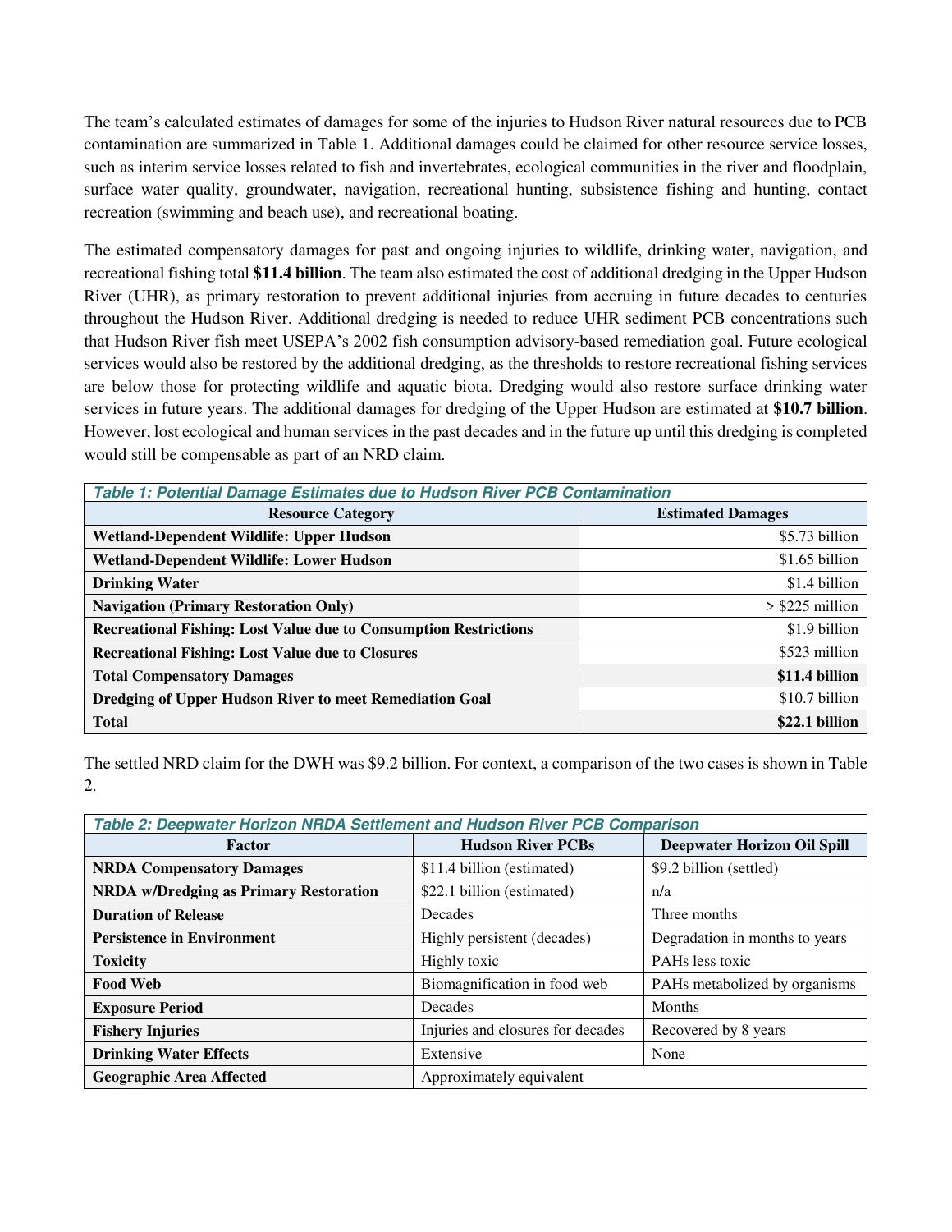The team's calculated estimates of damages for some of the injuries to Hudson River natural resources due to PCB contamination are summarized in Table 1. Additional damages could be claimed for other resource service losses, such as interim service losses related to fish and invertebrates, ecological communities in the river and floodplain, surface water quality, groundwater, navigation, recreational hunting, subsistence fishing and hunting, contact recreation (swimming and beach use), and recreational boating.

The estimated compensatory damages for past and ongoing injuries to wildlife, drinking water, navigation, and recreational fishing total **$11.4 billion**. The team also estimated the cost of additional dredging in the Upper Hudson River (UHR), as primary restoration to prevent additional injuries from accruing in future decades to centuries throughout the Hudson River. Additional dredging is needed to reduce UHR sediment PCB concentrations such that Hudson River fish meet USEPA's 2002 fish consumption advisory-based remediation goal. Future ecological services would also be restored by the additional dredging, as the thresholds to restore recreational fishing services are below those for protecting wildlife and aquatic biota. Dredging would also restore surface drinking water services in future years. The additional damages for dredging of the Upper Hudson are estimated at **$10.7 billion**. However, lost ecological and human services in the past decades and in the future up until this dredging is completed would still be compensable as part of an NRD claim.

*Table 1: Potential Damage Estimates due to Hudson River PCB Contamination*

| Resource Category | Estimated Damages |
|---|---|
| **Wetland-Dependent Wildlife: Upper Hudson** | $5.73 billion |
| **Wetland-Dependent Wildlife: Lower Hudson** | $1.65 billion |
| **Drinking Water** | $1.4 billion |
| **Navigation (Primary Restoration Only)** | > $225 million |
| **Recreational Fishing: Lost Value due to Consumption Restrictions** | $1.9 billion |
| **Recreational Fishing: Lost Value due to Closures** | $523 million |
| **Total Compensatory Damages** | **$11.4 billion** |
| **Dredging of Upper Hudson River to meet Remediation Goal** | $10.7 billion |
| **Total** | **$22.1 billion** |

The settled NRD claim for the DWH was $9.2 billion. For context, a comparison of the two cases is shown in Table 2.

*Table 2: Deepwater Horizon NRDA Settlement and Hudson River PCB Comparison*

| Factor | Hudson River PCBs | Deepwater Horizon Oil Spill |
|---|---|---|
| **NRDA Compensatory Damages** | $11.4 billion (estimated) | $9.2 billion (settled) |
| **NRDA w/Dredging as Primary Restoration** | $22.1 billion (estimated) | n/a |
| **Duration of Release** | Decades | Three months |
| **Persistence in Environment** | Highly persistent (decades) | Degradation in months to years |
| **Toxicity** | Highly toxic | PAHs less toxic |
| **Food Web** | Biomagnification in food web | PAHs metabolized by organisms |
| **Exposure Period** | Decades | Months |
| **Fishery Injuries** | Injuries and closures for decades | Recovered by 8 years |
| **Drinking Water Effects** | Extensive | None |
| **Geographic Area Affected** | Approximately equivalent | |